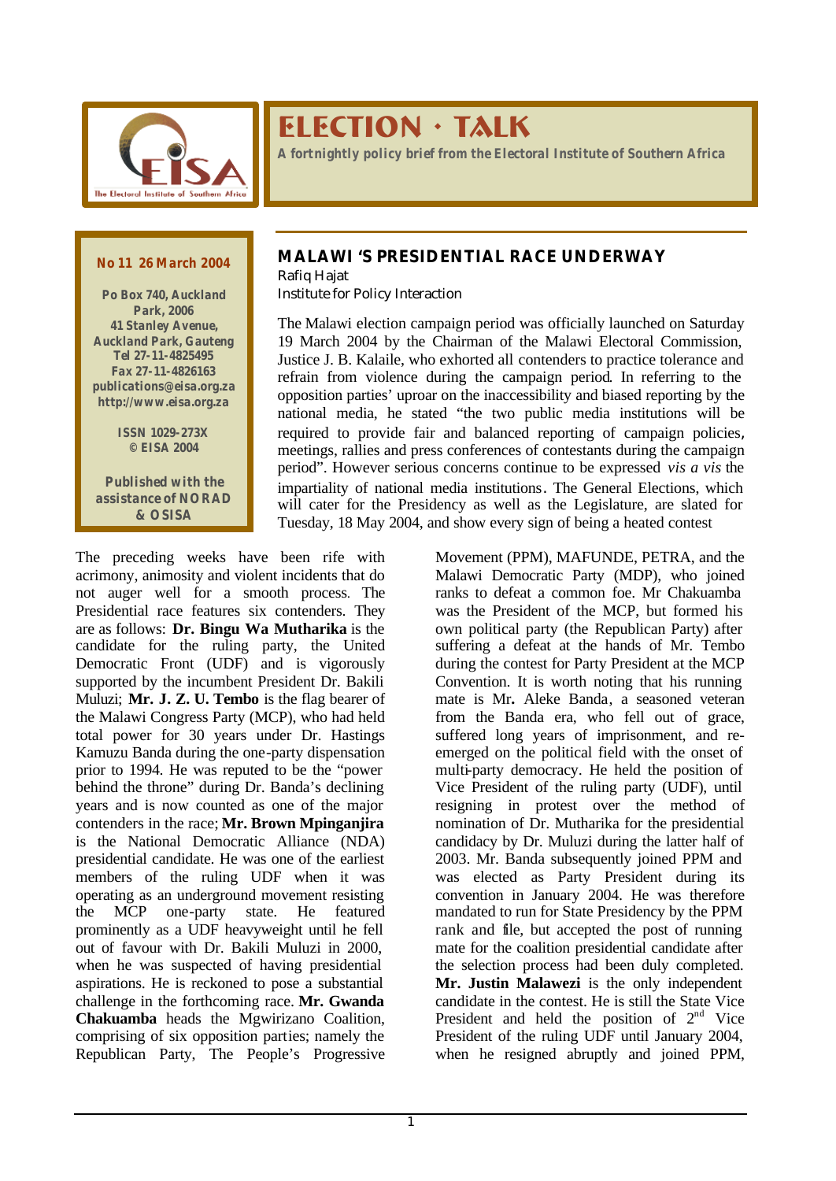# ELECTION · TALK

*A fortnightly policy brief from the Electoral Institute of Southern Africa*

**No 11 26 March 2004**

**Po Box 740, Auckland Park, 2006**
**41 Stanley Avenue, Auckland Park, Gauteng**
**Tel 27-11-4825495**
**Fax 27-11-4826163**
**publications@eisa.org.za**
**http://www.eisa.org.za**

**ISSN 1029-273X**
**© EISA 2004**

**Published with the assistance of NORAD & OSISA**

## MALAWI 'S PRESIDENTIAL RACE UNDERWAY

Rafiq Hajat
Institute for Policy Interaction

The Malawi election campaign period was officially launched on Saturday 19 March 2004 by the Chairman of the Malawi Electoral Commission, Justice J. B. Kalaile, who exhorted all contenders to practice tolerance and refrain from violence during the campaign period. In referring to the opposition parties' uproar on the inaccessibility and biased reporting by the national media, he stated "the two public media institutions will be required to provide fair and balanced reporting of campaign policies, meetings, rallies and press conferences of contestants during the campaign period". However serious concerns continue to be expressed *vis a vis* the impartiality of national media institutions. The General Elections, which will cater for the Presidency as well as the Legislature, are slated for Tuesday, 18 May 2004, and show every sign of being a heated contest

The preceding weeks have been rife with acrimony, animosity and violent incidents that do not auger well for a smooth process. The Presidential race features six contenders. They are as follows: **Dr. Bingu Wa Mutharika** is the candidate for the ruling party, the United Democratic Front (UDF) and is vigorously supported by the incumbent President Dr. Bakili Muluzi; **Mr. J. Z. U. Tembo** is the flag bearer of the Malawi Congress Party (MCP), who had held total power for 30 years under Dr. Hastings Kamuzu Banda during the one-party dispensation prior to 1994. He was reputed to be the "power behind the throne" during Dr. Banda's declining years and is now counted as one of the major contenders in the race; **Mr. Brown Mpinganjira** is the National Democratic Alliance (NDA) presidential candidate. He was one of the earliest members of the ruling UDF when it was operating as an underground movement resisting the MCP one-party state. He featured prominently as a UDF heavyweight until he fell out of favour with Dr. Bakili Muluzi in 2000, when he was suspected of having presidential aspirations. He is reckoned to pose a substantial challenge in the forthcoming race. **Mr. Gwanda Chakuamba** heads the Mgwirizano Coalition, comprising of six opposition parties; namely the Republican Party, The People's Progressive Movement (PPM), MAFUNDE, PETRA, and the Malawi Democratic Party (MDP), who joined ranks to defeat a common foe. Mr Chakuamba was the President of the MCP, but formed his own political party (the Republican Party) after suffering a defeat at the hands of Mr. Tembo during the contest for Party President at the MCP Convention. It is worth noting that his running mate is Mr**.** Aleke Banda, a seasoned veteran from the Banda era, who fell out of grace, suffered long years of imprisonment, and re-emerged on the political field with the onset of multi-party democracy. He held the position of Vice President of the ruling party (UDF), until resigning in protest over the method of nomination of Dr. Mutharika for the presidential candidacy by Dr. Muluzi during the latter half of 2003. Mr. Banda subsequently joined PPM and was elected as Party President during its convention in January 2004. He was therefore mandated to run for State Presidency by the PPM rank and file, but accepted the post of running mate for the coalition presidential candidate after the selection process had been duly completed. **Mr. Justin Malawezi** is the only independent candidate in the contest. He is still the State Vice President and held the position of 2nd Vice President of the ruling UDF until January 2004, when he resigned abruptly and joined PPM,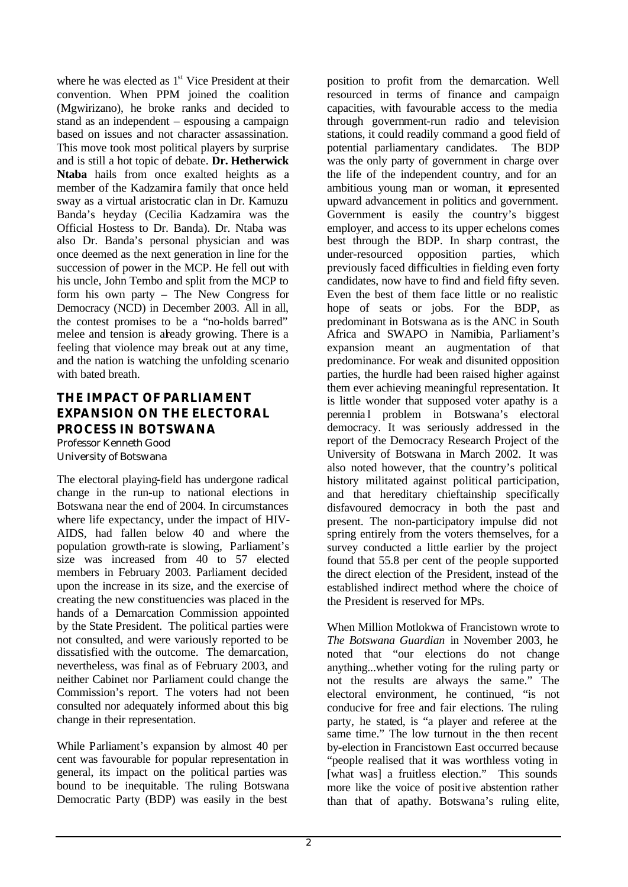where he was elected as 1st Vice President at their convention. When PPM joined the coalition (Mgwirizano), he broke ranks and decided to stand as an independent – espousing a campaign based on issues and not character assassination. This move took most political players by surprise and is still a hot topic of debate. **Dr. Hetherwick Ntaba** hails from once exalted heights as a member of the Kadzamira family that once held sway as a virtual aristocratic clan in Dr. Kamuzu Banda's heyday (Cecilia Kadzamira was the Official Hostess to Dr. Banda). Dr. Ntaba was also Dr. Banda's personal physician and was once deemed as the next generation in line for the succession of power in the MCP. He fell out with his uncle, John Tembo and split from the MCP to form his own party – The New Congress for Democracy (NCD) in December 2003. All in all, the contest promises to be a "no-holds barred" melee and tension is already growing. There is a feeling that violence may break out at any time, and the nation is watching the unfolding scenario with bated breath.

## THE IMPACT OF PARLIAMENT EXPANSION ON THE ELECTORAL PROCESS IN BOTSWANA

Professor Kenneth Good
University of Botswana

The electoral playing-field has undergone radical change in the run-up to national elections in Botswana near the end of 2004. In circumstances where life expectancy, under the impact of HIV-AIDS, had fallen below 40 and where the population growth-rate is slowing, Parliament's size was increased from 40 to 57 elected members in February 2003. Parliament decided upon the increase in its size, and the exercise of creating the new constituencies was placed in the hands of a Demarcation Commission appointed by the State President. The political parties were not consulted, and were variously reported to be dissatisfied with the outcome. The demarcation, nevertheless, was final as of February 2003, and neither Cabinet nor Parliament could change the Commission's report. The voters had not been consulted nor adequately informed about this big change in their representation.

While Parliament's expansion by almost 40 per cent was favourable for popular representation in general, its impact on the political parties was bound to be inequitable. The ruling Botswana Democratic Party (BDP) was easily in the best position to profit from the demarcation. Well resourced in terms of finance and campaign capacities, with favourable access to the media through government-run radio and television stations, it could readily command a good field of potential parliamentary candidates. The BDP was the only party of government in charge over the life of the independent country, and for an ambitious young man or woman, it represented upward advancement in politics and government. Government is easily the country's biggest employer, and access to its upper echelons comes best through the BDP. In sharp contrast, the under-resourced opposition parties, which previously faced difficulties in fielding even forty candidates, now have to find and field fifty seven. Even the best of them face little or no realistic hope of seats or jobs. For the BDP, as predominant in Botswana as is the ANC in South Africa and SWAPO in Namibia, Parliament's expansion meant an augmentation of that predominance. For weak and disunited opposition parties, the hurdle had been raised higher against them ever achieving meaningful representation. It is little wonder that supposed voter apathy is a perennial problem in Botswana's electoral democracy. It was seriously addressed in the report of the Democracy Research Project of the University of Botswana in March 2002. It was also noted however, that the country's political history militated against political participation, and that hereditary chieftainship specifically disfavoured democracy in both the past and present. The non-participatory impulse did not spring entirely from the voters themselves, for a survey conducted a little earlier by the project found that 55.8 per cent of the people supported the direct election of the President, instead of the established indirect method where the choice of the President is reserved for MPs.

When Million Motlokwa of Francistown wrote to *The Botswana Guardian* in November 2003, he noted that "our elections do not change anything...whether voting for the ruling party or not the results are always the same." The electoral environment, he continued, "is not conducive for free and fair elections. The ruling party, he stated, is "a player and referee at the same time." The low turnout in the then recent by-election in Francistown East occurred because "people realised that it was worthless voting in [what was] a fruitless election." This sounds more like the voice of positive abstention rather than that of apathy. Botswana's ruling elite,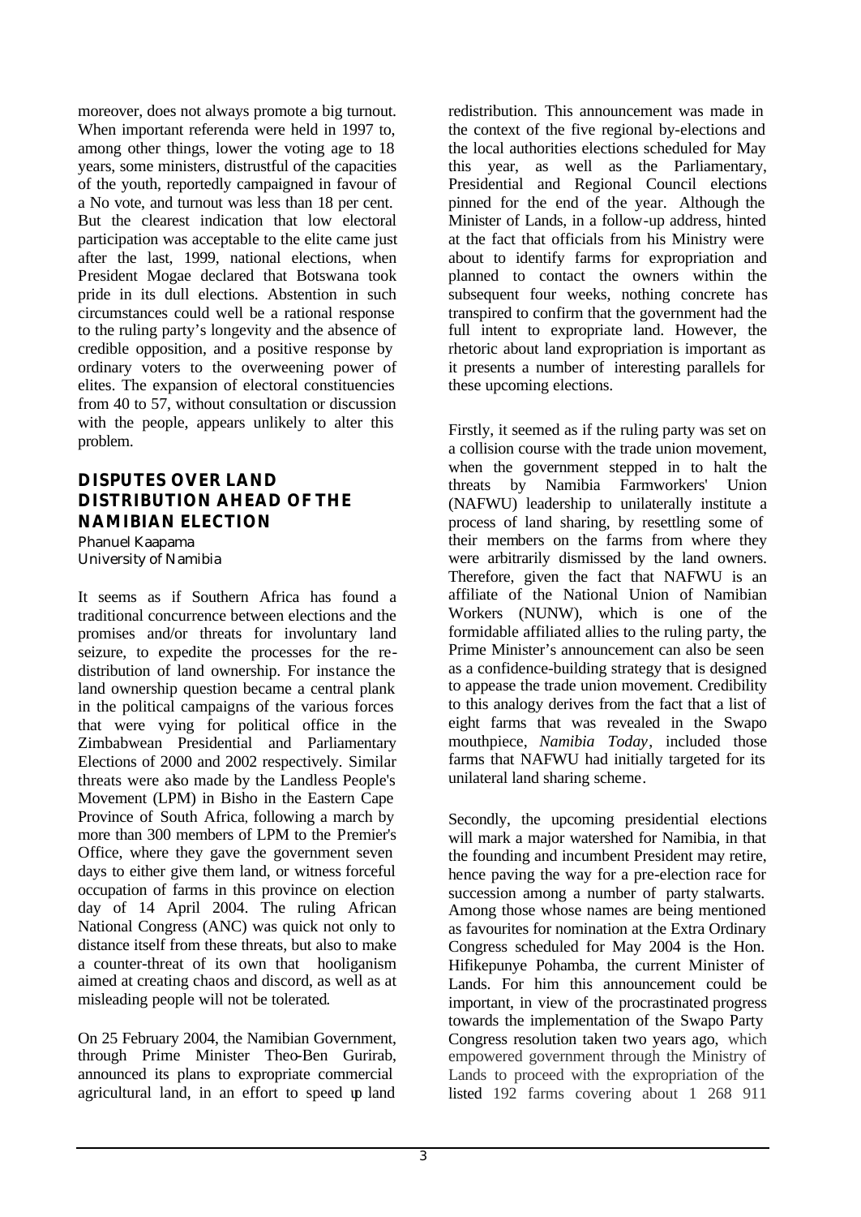moreover, does not always promote a big turnout. When important referenda were held in 1997 to, among other things, lower the voting age to 18 years, some ministers, distrustful of the capacities of the youth, reportedly campaigned in favour of a No vote, and turnout was less than 18 per cent. But the clearest indication that low electoral participation was acceptable to the elite came just after the last, 1999, national elections, when President Mogae declared that Botswana took pride in its dull elections. Abstention in such circumstances could well be a rational response to the ruling party's longevity and the absence of credible opposition, and a positive response by ordinary voters to the overweening power of elites. The expansion of electoral constituencies from 40 to 57, without consultation or discussion with the people, appears unlikely to alter this problem.

## DISPUTES OVER LAND DISTRIBUTION AHEAD OF THE NAMIBIAN ELECTION

Phanuel Kaapama
University of Namibia

It seems as if Southern Africa has found a traditional concurrence between elections and the promises and/or threats for involuntary land seizure, to expedite the processes for the re-distribution of land ownership. For instance the land ownership question became a central plank in the political campaigns of the various forces that were vying for political office in the Zimbabwean Presidential and Parliamentary Elections of 2000 and 2002 respectively. Similar threats were also made by the Landless People's Movement (LPM) in Bisho in the Eastern Cape Province of South Africa, following a march by more than 300 members of LPM to the Premier's Office, where they gave the government seven days to either give them land, or witness forceful occupation of farms in this province on election day of 14 April 2004. The ruling African National Congress (ANC) was quick not only to distance itself from these threats, but also to make a counter-threat of its own that hooliganism aimed at creating chaos and discord, as well as at misleading people will not be tolerated.

On 25 February 2004, the Namibian Government, through Prime Minister Theo-Ben Gurirab, announced its plans to expropriate commercial agricultural land, in an effort to speed up land redistribution. This announcement was made in the context of the five regional by-elections and the local authorities elections scheduled for May this year, as well as the Parliamentary, Presidential and Regional Council elections pinned for the end of the year. Although the Minister of Lands, in a follow-up address, hinted at the fact that officials from his Ministry were about to identify farms for expropriation and planned to contact the owners within the subsequent four weeks, nothing concrete has transpired to confirm that the government had the full intent to expropriate land. However, the rhetoric about land expropriation is important as it presents a number of interesting parallels for these upcoming elections.

Firstly, it seemed as if the ruling party was set on a collision course with the trade union movement, when the government stepped in to halt the threats by Namibia Farmworkers' Union (NAFWU) leadership to unilaterally institute a process of land sharing, by resettling some of their members on the farms from where they were arbitrarily dismissed by the land owners. Therefore, given the fact that NAFWU is an affiliate of the National Union of Namibian Workers (NUNW), which is one of the formidable affiliated allies to the ruling party, the Prime Minister's announcement can also be seen as a confidence-building strategy that is designed to appease the trade union movement. Credibility to this analogy derives from the fact that a list of eight farms that was revealed in the Swapo mouthpiece, *Namibia Today*, included those farms that NAFWU had initially targeted for its unilateral land sharing scheme.

Secondly, the upcoming presidential elections will mark a major watershed for Namibia, in that the founding and incumbent President may retire, hence paving the way for a pre-election race for succession among a number of party stalwarts. Among those whose names are being mentioned as favourites for nomination at the Extra Ordinary Congress scheduled for May 2004 is the Hon. Hifikepunye Pohamba, the current Minister of Lands. For him this announcement could be important, in view of the procrastinated progress towards the implementation of the Swapo Party Congress resolution taken two years ago, which empowered government through the Ministry of Lands to proceed with the expropriation of the listed 192 farms covering about 1 268 911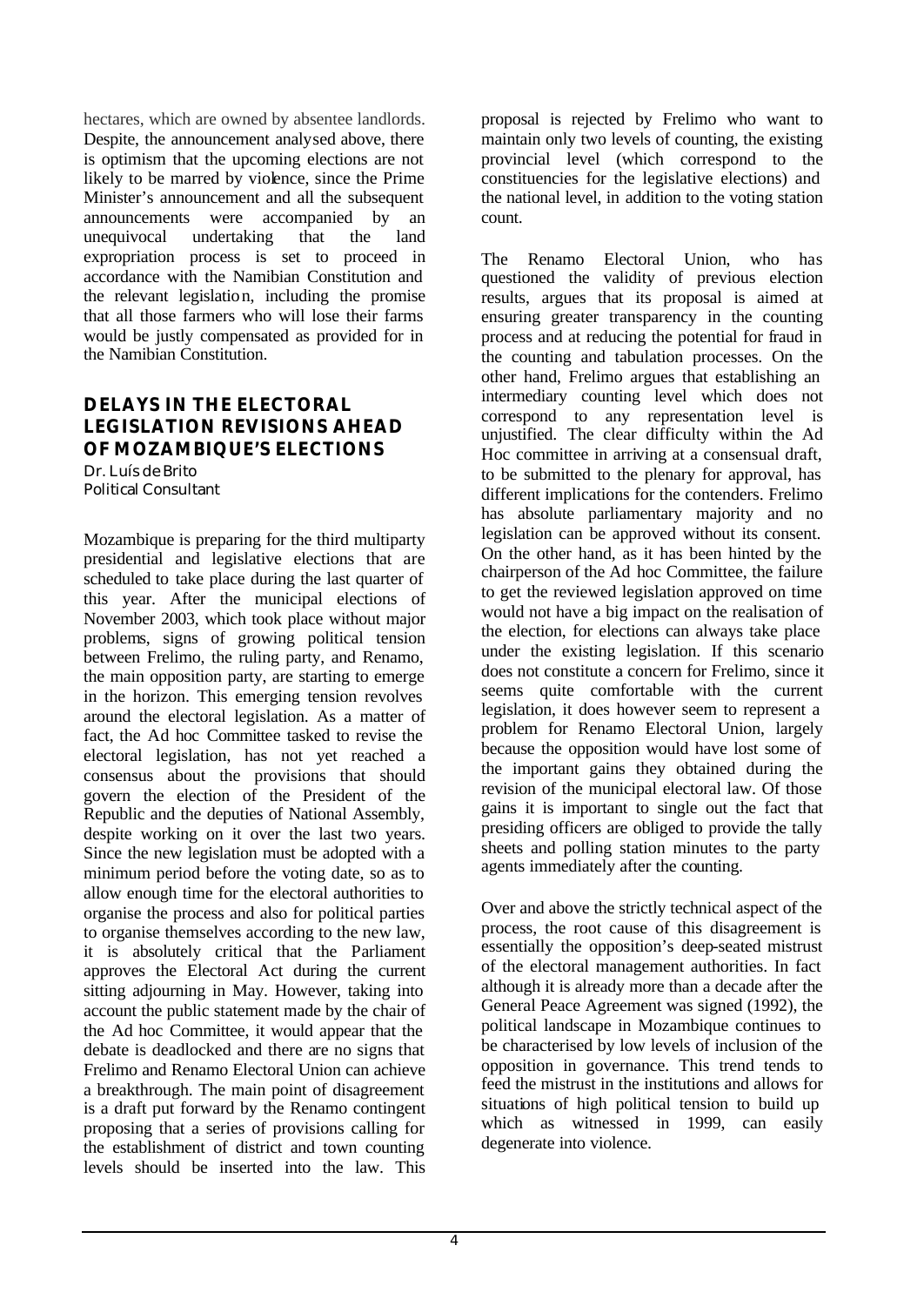hectares, which are owned by absentee landlords. Despite, the announcement analysed above, there is optimism that the upcoming elections are not likely to be marred by violence, since the Prime Minister's announcement and all the subsequent announcements were accompanied by an unequivocal undertaking that the land expropriation process is set to proceed in accordance with the Namibian Constitution and the relevant legislation, including the promise that all those farmers who will lose their farms would be justly compensated as provided for in the Namibian Constitution.

## DELAYS IN THE ELECTORAL LEGISLATION REVISIONS AHEAD OF MOZAMBIQUE'S ELECTIONS

Dr. Luís de Brito
Political Consultant

Mozambique is preparing for the third multiparty presidential and legislative elections that are scheduled to take place during the last quarter of this year. After the municipal elections of November 2003, which took place without major problems, signs of growing political tension between Frelimo, the ruling party, and Renamo, the main opposition party, are starting to emerge in the horizon. This emerging tension revolves around the electoral legislation. As a matter of fact, the Ad hoc Committee tasked to revise the electoral legislation, has not yet reached a consensus about the provisions that should govern the election of the President of the Republic and the deputies of National Assembly, despite working on it over the last two years. Since the new legislation must be adopted with a minimum period before the voting date, so as to allow enough time for the electoral authorities to organise the process and also for political parties to organise themselves according to the new law, it is absolutely critical that the Parliament approves the Electoral Act during the current sitting adjourning in May. However, taking into account the public statement made by the chair of the Ad hoc Committee, it would appear that the debate is deadlocked and there are no signs that Frelimo and Renamo Electoral Union can achieve a breakthrough. The main point of disagreement is a draft put forward by the Renamo contingent proposing that a series of provisions calling for the establishment of district and town counting levels should be inserted into the law. This proposal is rejected by Frelimo who want to maintain only two levels of counting, the existing provincial level (which correspond to the constituencies for the legislative elections) and the national level, in addition to the voting station count.

The Renamo Electoral Union, who has questioned the validity of previous election results, argues that its proposal is aimed at ensuring greater transparency in the counting process and at reducing the potential for fraud in the counting and tabulation processes. On the other hand, Frelimo argues that establishing an intermediary counting level which does not correspond to any representation level is unjustified. The clear difficulty within the Ad Hoc committee in arriving at a consensual draft, to be submitted to the plenary for approval, has different implications for the contenders. Frelimo has absolute parliamentary majority and no legislation can be approved without its consent. On the other hand, as it has been hinted by the chairperson of the Ad hoc Committee, the failure to get the reviewed legislation approved on time would not have a big impact on the realisation of the election, for elections can always take place under the existing legislation. If this scenario does not constitute a concern for Frelimo, since it seems quite comfortable with the current legislation, it does however seem to represent a problem for Renamo Electoral Union, largely because the opposition would have lost some of the important gains they obtained during the revision of the municipal electoral law. Of those gains it is important to single out the fact that presiding officers are obliged to provide the tally sheets and polling station minutes to the party agents immediately after the counting.

Over and above the strictly technical aspect of the process, the root cause of this disagreement is essentially the opposition's deep-seated mistrust of the electoral management authorities. In fact although it is already more than a decade after the General Peace Agreement was signed (1992), the political landscape in Mozambique continues to be characterised by low levels of inclusion of the opposition in governance. This trend tends to feed the mistrust in the institutions and allows for situations of high political tension to build up which as witnessed in 1999, can easily degenerate into violence.